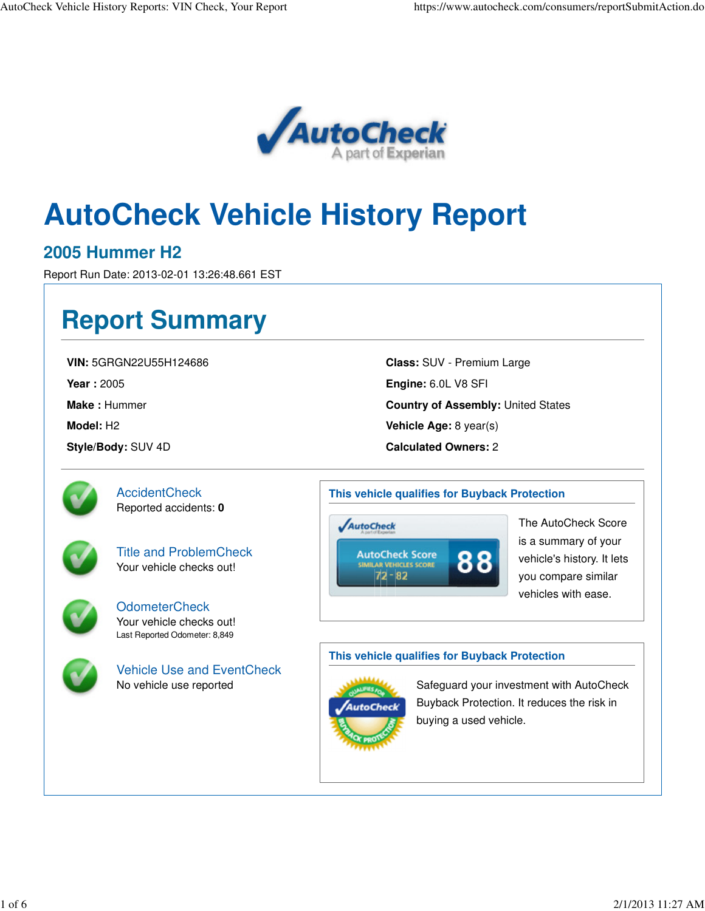# AutoCheck Vehicle History Report

## 2005 Hummer H2

Report Run Date: 2013-02-01 13:26:48.661 EST

## Report Summary

**VIN:** 5GRGN22U55H124686

**Year :** 2005

**Make :** Hummer

**Model:** H2

**Style/Body:** SUV 4D

**Class:** SUV - Premium Large

**Engine:** 6.0L V8 SFI

**Country of Assembly:** United States

**Vehicle Age:** 8 year(s)

**Calculated Owners:** 2

### AccidentCheck

Reported accidents: **0**

### Title and ProblemCheck

Your vehicle checks out!

### OdometerCheck

Your vehicle checks out!

Last Reported Odometer: 8,849

### Vehicle Use and EventCheck

No vehicle use reported

### This vehicle qualifies for Buyback Protection

AutoCheck Score **88**

SIMILAR VEHICLES SCORE 72 - 82

The AutoCheck Score is a summary of your vehicle's history. It lets you compare similar vehicles with ease.

### This vehicle qualifies for Buyback Protection

Safeguard your investment with AutoCheck Buyback Protection. It reduces the risk in buying a used vehicle.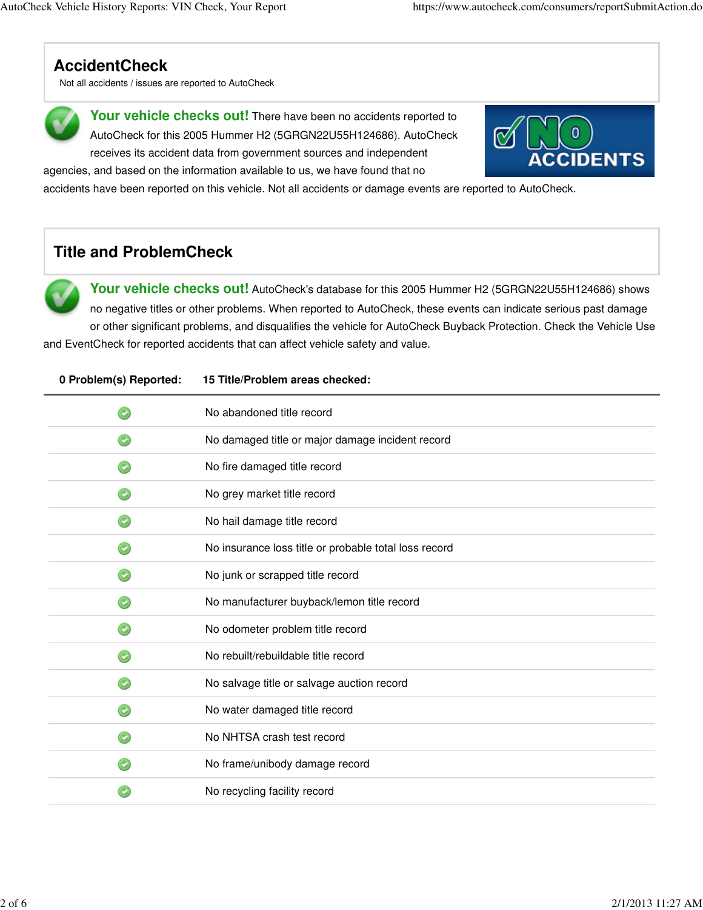## AccidentCheck

Not all accidents / issues are reported to AutoCheck

**Your vehicle checks out!** There have been no accidents reported to AutoCheck for this 2005 Hummer H2 (5GRGN22U55H124686). AutoCheck receives its accident data from government sources and independent agencies, and based on the information available to us, we have found that no accidents have been reported on this vehicle. Not all accidents or damage events are reported to AutoCheck.

NO ACCIDENTS

## Title and ProblemCheck

**Your vehicle checks out!** AutoCheck's database for this 2005 Hummer H2 (5GRGN22U55H124686) shows no negative titles or other problems. When reported to AutoCheck, these events can indicate serious past damage or other significant problems, and disqualifies the vehicle for AutoCheck Buyback Protection. Check the Vehicle Use and EventCheck for reported accidents that can affect vehicle safety and value.

| 0 Problem(s) Reported: | 15 Title/Problem areas checked: |
|---|---|
| ✓ | No abandoned title record |
| ✓ | No damaged title or major damage incident record |
| ✓ | No fire damaged title record |
| ✓ | No grey market title record |
| ✓ | No hail damage title record |
| ✓ | No insurance loss title or probable total loss record |
| ✓ | No junk or scrapped title record |
| ✓ | No manufacturer buyback/lemon title record |
| ✓ | No odometer problem title record |
| ✓ | No rebuilt/rebuildable title record |
| ✓ | No salvage title or salvage auction record |
| ✓ | No water damaged title record |
| ✓ | No NHTSA crash test record |
| ✓ | No frame/unibody damage record |
| ✓ | No recycling facility record |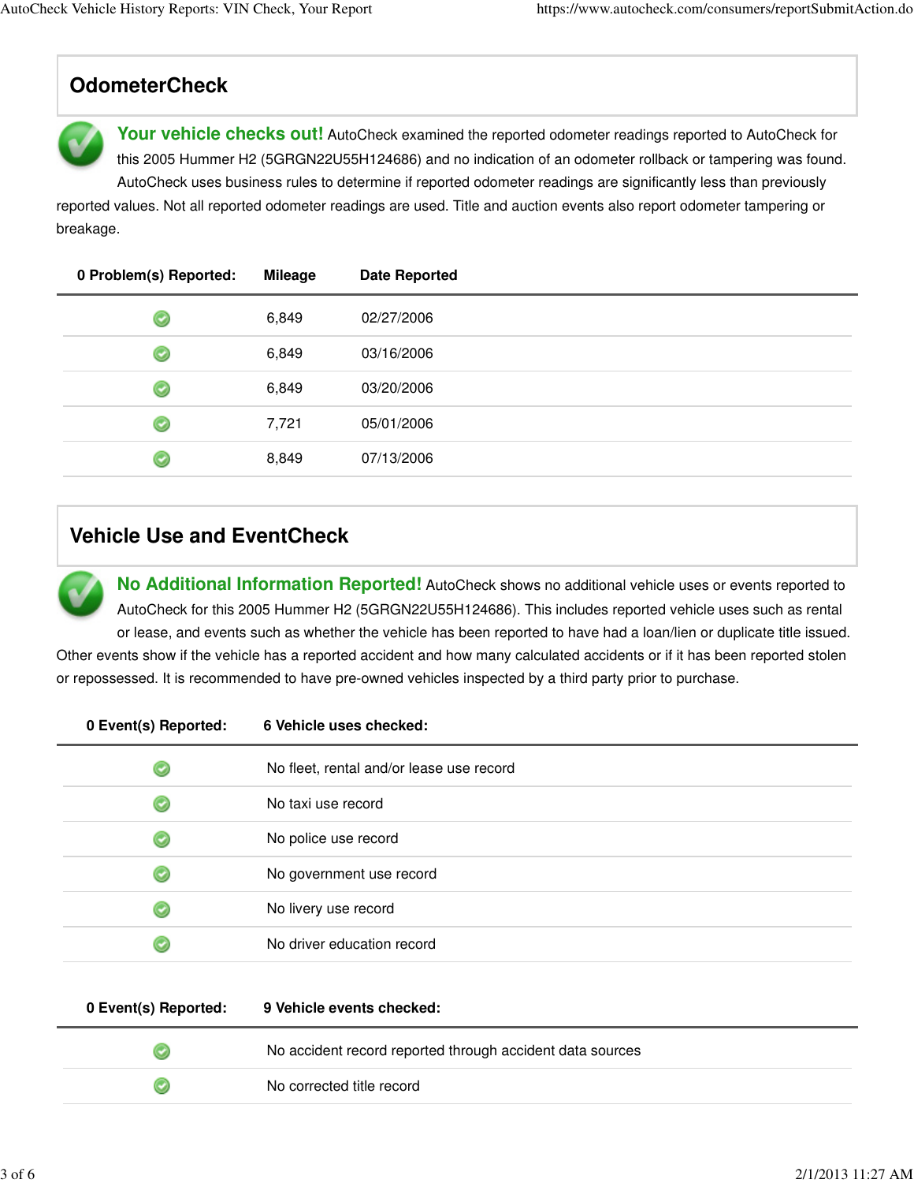## OdometerCheck

**Your vehicle checks out!** AutoCheck examined the reported odometer readings reported to AutoCheck for this 2005 Hummer H2 (5GRGN22U55H124686) and no indication of an odometer rollback or tampering was found. AutoCheck uses business rules to determine if reported odometer readings are significantly less than previously reported values. Not all reported odometer readings are used. Title and auction events also report odometer tampering or breakage.

| 0 Problem(s) Reported: | Mileage | Date Reported |
|---|---|---|
| ✓ | 6,849 | 02/27/2006 |
| ✓ | 6,849 | 03/16/2006 |
| ✓ | 6,849 | 03/20/2006 |
| ✓ | 7,721 | 05/01/2006 |
| ✓ | 8,849 | 07/13/2006 |

## Vehicle Use and EventCheck

**No Additional Information Reported!** AutoCheck shows no additional vehicle uses or events reported to AutoCheck for this 2005 Hummer H2 (5GRGN22U55H124686). This includes reported vehicle uses such as rental or lease, and events such as whether the vehicle has been reported to have had a loan/lien or duplicate title issued. Other events show if the vehicle has a reported accident and how many calculated accidents or if it has been reported stolen or repossessed. It is recommended to have pre-owned vehicles inspected by a third party prior to purchase.

| 0 Event(s) Reported: | 6 Vehicle uses checked: |
|---|---|
| ✓ | No fleet, rental and/or lease use record |
| ✓ | No taxi use record |
| ✓ | No police use record |
| ✓ | No government use record |
| ✓ | No livery use record |
| ✓ | No driver education record |

| 0 Event(s) Reported: | 9 Vehicle events checked: |
|---|---|
| ✓ | No accident record reported through accident data sources |
| ✓ | No corrected title record |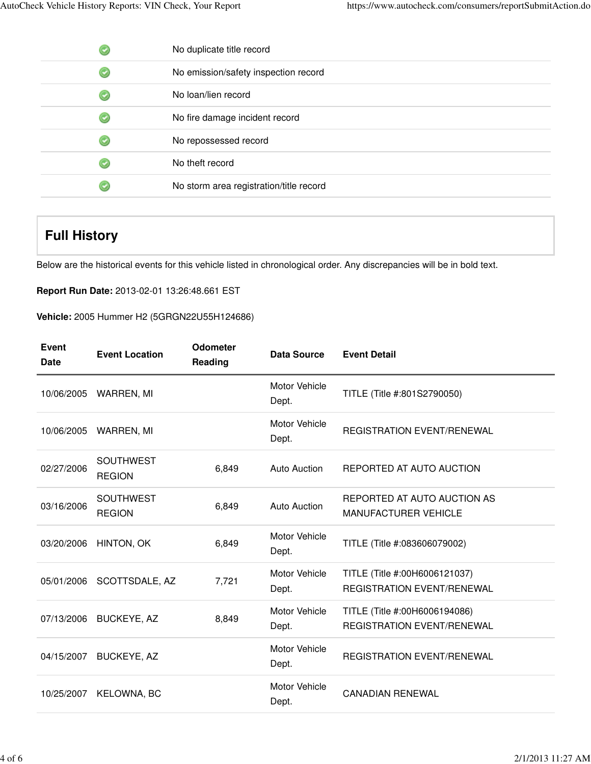| | |
|---|---|
| ✓ | No duplicate title record |
| ✓ | No emission/safety inspection record |
| ✓ | No loan/lien record |
| ✓ | No fire damage incident record |
| ✓ | No repossessed record |
| ✓ | No theft record |
| ✓ | No storm area registration/title record |

## Full History

Below are the historical events for this vehicle listed in chronological order. Any discrepancies will be in bold text.

**Report Run Date:** 2013-02-01 13:26:48.661 EST

**Vehicle:** 2005 Hummer H2 (5GRGN22U55H124686)

| Event Date | Event Location | Odometer Reading | Data Source | Event Detail |
|---|---|---|---|---|
| 10/06/2005 | WARREN, MI | | Motor Vehicle Dept. | TITLE (Title #:801S2790050) |
| 10/06/2005 | WARREN, MI | | Motor Vehicle Dept. | REGISTRATION EVENT/RENEWAL |
| 02/27/2006 | SOUTHWEST REGION | 6,849 | Auto Auction | REPORTED AT AUTO AUCTION |
| 03/16/2006 | SOUTHWEST REGION | 6,849 | Auto Auction | REPORTED AT AUTO AUCTION AS MANUFACTURER VEHICLE |
| 03/20/2006 | HINTON, OK | 6,849 | Motor Vehicle Dept. | TITLE (Title #:083606079002) |
| 05/01/2006 | SCOTTSDALE, AZ | 7,721 | Motor Vehicle Dept. | TITLE (Title #:00H6006121037) REGISTRATION EVENT/RENEWAL |
| 07/13/2006 | BUCKEYE, AZ | 8,849 | Motor Vehicle Dept. | TITLE (Title #:00H6006194086) REGISTRATION EVENT/RENEWAL |
| 04/15/2007 | BUCKEYE, AZ | | Motor Vehicle Dept. | REGISTRATION EVENT/RENEWAL |
| 10/25/2007 | KELOWNA, BC | | Motor Vehicle Dept. | CANADIAN RENEWAL |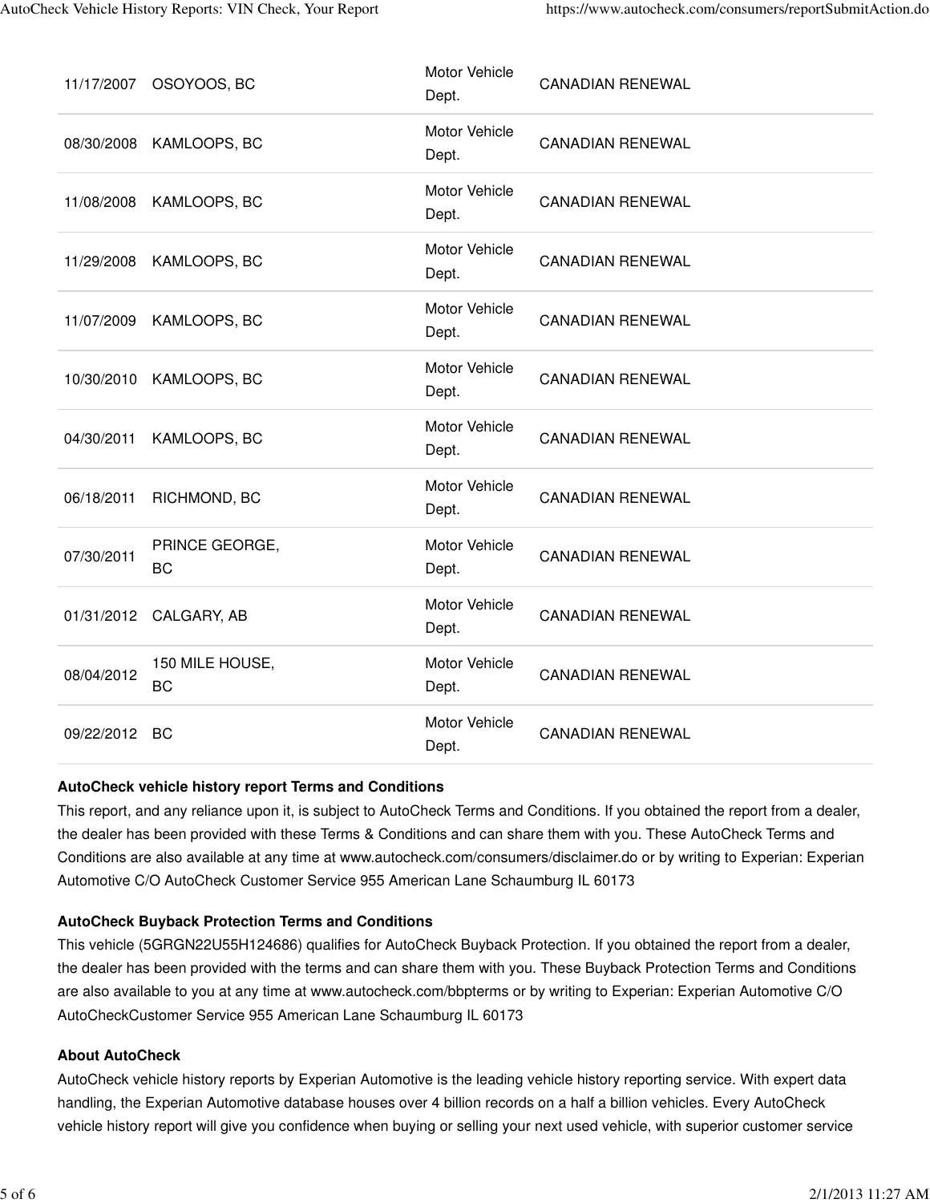| | | | |
|---|---|---|---|
| 11/17/2007 | OSOYOOS, BC | Motor Vehicle Dept. | CANADIAN RENEWAL |
| 08/30/2008 | KAMLOOPS, BC | Motor Vehicle Dept. | CANADIAN RENEWAL |
| 11/08/2008 | KAMLOOPS, BC | Motor Vehicle Dept. | CANADIAN RENEWAL |
| 11/29/2008 | KAMLOOPS, BC | Motor Vehicle Dept. | CANADIAN RENEWAL |
| 11/07/2009 | KAMLOOPS, BC | Motor Vehicle Dept. | CANADIAN RENEWAL |
| 10/30/2010 | KAMLOOPS, BC | Motor Vehicle Dept. | CANADIAN RENEWAL |
| 04/30/2011 | KAMLOOPS, BC | Motor Vehicle Dept. | CANADIAN RENEWAL |
| 06/18/2011 | RICHMOND, BC | Motor Vehicle Dept. | CANADIAN RENEWAL |
| 07/30/2011 | PRINCE GEORGE, BC | Motor Vehicle Dept. | CANADIAN RENEWAL |
| 01/31/2012 | CALGARY, AB | Motor Vehicle Dept. | CANADIAN RENEWAL |
| 08/04/2012 | 150 MILE HOUSE, BC | Motor Vehicle Dept. | CANADIAN RENEWAL |
| 09/22/2012 | BC | Motor Vehicle Dept. | CANADIAN RENEWAL |

**AutoCheck vehicle history report Terms and Conditions**

This report, and any reliance upon it, is subject to AutoCheck Terms and Conditions. If you obtained the report from a dealer, the dealer has been provided with these Terms & Conditions and can share them with you. These AutoCheck Terms and Conditions are also available at any time at www.autocheck.com/consumers/disclaimer.do or by writing to Experian: Experian Automotive C/O AutoCheck Customer Service 955 American Lane Schaumburg IL 60173

**AutoCheck Buyback Protection Terms and Conditions**

This vehicle (5GRGN22U55H124686) qualifies for AutoCheck Buyback Protection. If you obtained the report from a dealer, the dealer has been provided with the terms and can share them with you. These Buyback Protection Terms and Conditions are also available to you at any time at www.autocheck.com/bbpterms or by writing to Experian: Experian Automotive C/O AutoCheckCustomer Service 955 American Lane Schaumburg IL 60173

**About AutoCheck**

AutoCheck vehicle history reports by Experian Automotive is the leading vehicle history reporting service. With expert data handling, the Experian Automotive database houses over 4 billion records on a half a billion vehicles. Every AutoCheck vehicle history report will give you confidence when buying or selling your next used vehicle, with superior customer service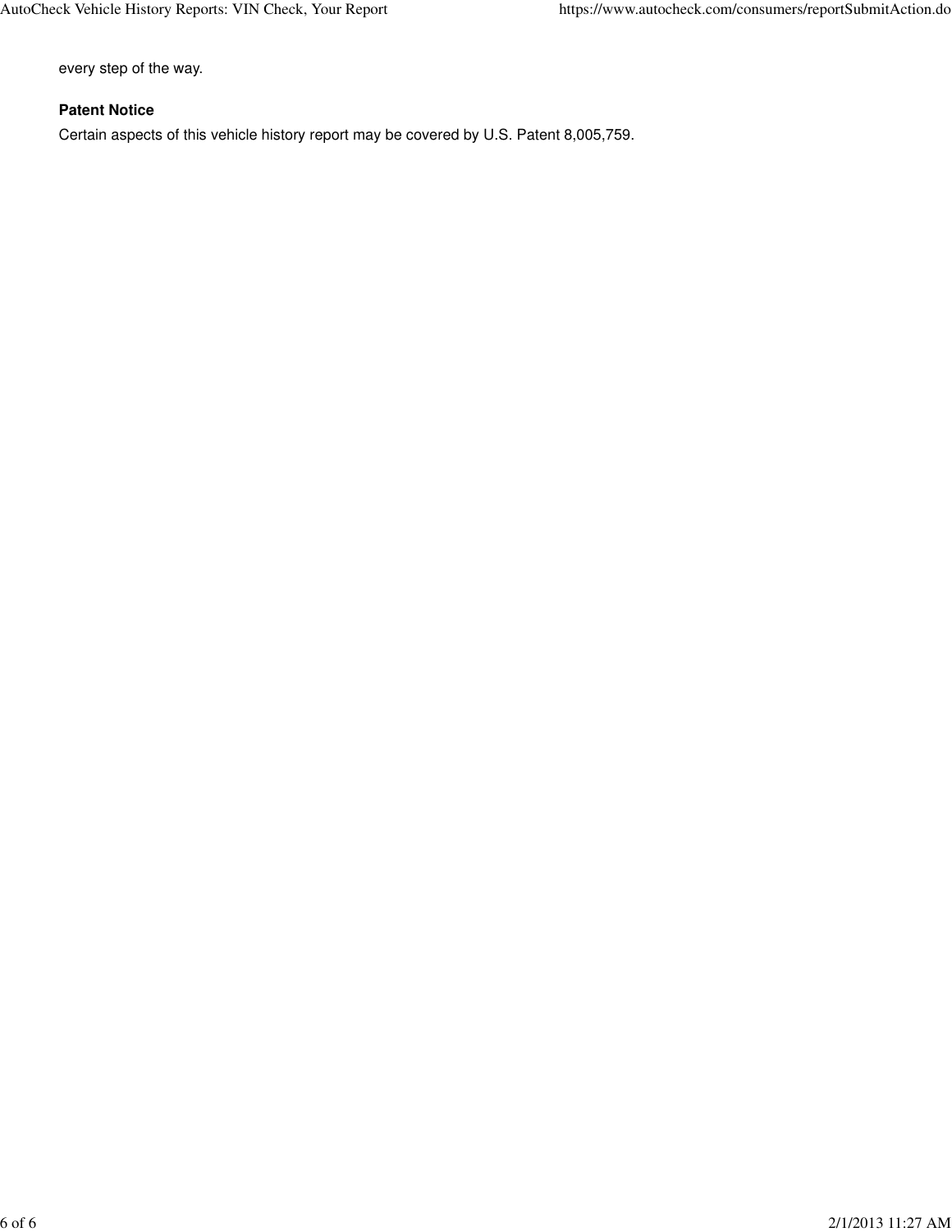every step of the way.

**Patent Notice**

Certain aspects of this vehicle history report may be covered by U.S. Patent 8,005,759.